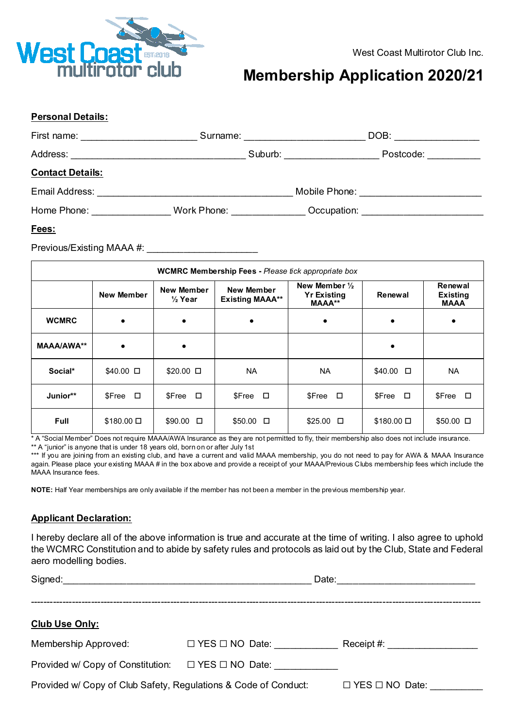West Coast Multirotor Club Inc.

# Membership Application 2020/21

**Personal Details:**

First name: _____________________ Surname: ______________________ DOB: _______________

Address: ________________________________ Suburb: _________________ Postcode: __________

**Contact Details:**

Email Address: ____________________________________ Mobile Phone: ______________________

Home Phone: ______________ Work Phone: _____________ Occupation: ______________________

**Fees:**

Previous/Existing MAAA #: ____________________

| **WCMRC Membership Fees** - *Please tick appropriate box* | | | | | | |
|---|---|---|---|---|---|---|
| | **New Member** | **New Member ½ Year** | **New Member Existing MAAA\*\*** | **New Member ½ Yr Existing MAAA\*\*** | **Renewal** | **Renewal Existing MAAA** |
| **WCMRC** | • | • | • | • | • | • |
| **MAAA/AWA\*\*** | • | • | | | • | |
| **Social\*** | $40.00 ☐ | $20.00 ☐ | NA | NA | $40.00 ☐ | NA |
| **Junior\*\*** | $Free ☐ | $Free ☐ | $Free ☐ | $Free ☐ | $Free ☐ | $Free ☐ |
| **Full** | $180.00 ☐ | $90.00 ☐ | $50.00 ☐ | $25.00 ☐ | $180.00 ☐ | $50.00 ☐ |

\* A "Social Member" Does not require MAAA/AWA Insurance as they are not permitted to fly, their membership also does not include insurance.
\*\* A "junior" is anyone that is under 18 years old, born on or after July 1st
\*\*\* If you are joining from an existing club, and have a current and valid MAAA membership, you do not need to pay for AWA & MAAA Insurance again. Please place your existing MAAA # in the box above and provide a receipt of your MAAA/Previous Clubs membership fees which include the MAAA Insurance fees.

**NOTE:** Half Year memberships are only available if the member has not been a member in the previous membership year.

**Applicant Declaration:**

I hereby declare all of the above information is true and accurate at the time of writing. I also agree to uphold the WCMRC Constitution and to abide by safety rules and protocols as laid out by the Club, State and Federal aero modelling bodies.

Signed:_______________________________________________ Date:__________________________

---

**Club Use Only:**

Membership Approved: ☐ YES ☐ NO Date: ___________ Receipt #: _________________

Provided w/ Copy of Constitution: ☐ YES ☐ NO Date: ___________

Provided w/ Copy of Club Safety, Regulations & Code of Conduct: ☐ YES ☐ NO Date: __________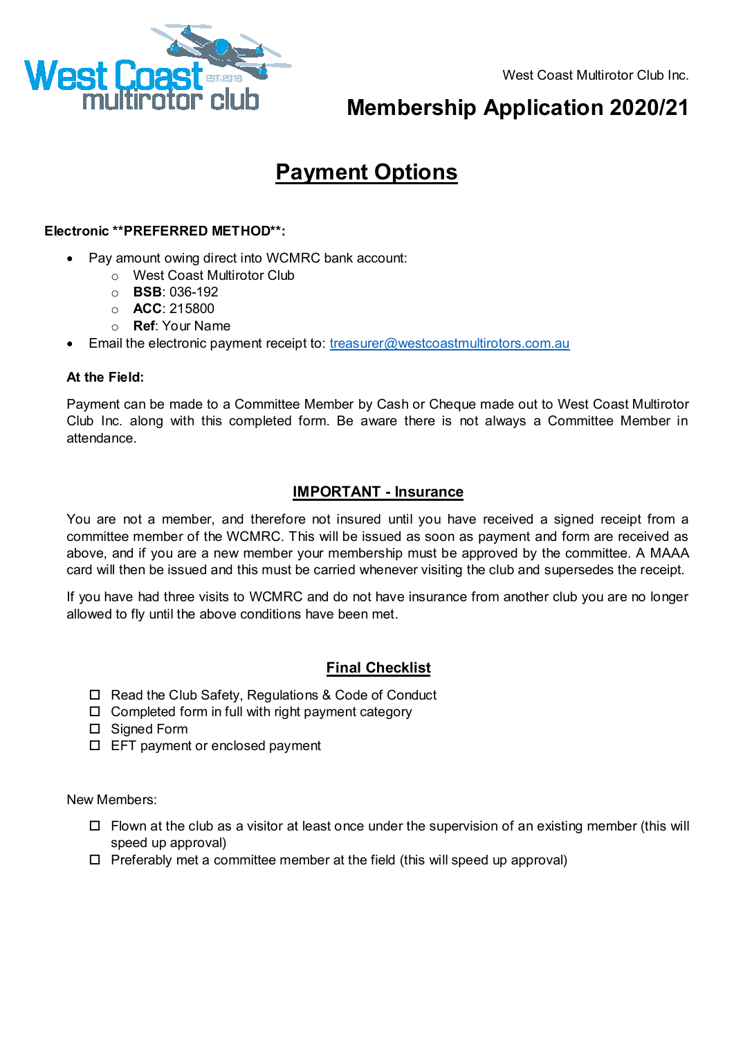West Coast Multirotor Club Inc.

## Membership Application 2020/21

# Payment Options

**Electronic **PREFERRED METHOD**:**

- Pay amount owing direct into WCMRC bank account:
  - West Coast Multirotor Club
  - **BSB**: 036-192
  - **ACC**: 215800
  - **Ref**: Your Name
- Email the electronic payment receipt to: treasurer@westcoastmultirotors.com.au

**At the Field:**

Payment can be made to a Committee Member by Cash or Cheque made out to West Coast Multirotor Club Inc. along with this completed form. Be aware there is not always a Committee Member in attendance.

## IMPORTANT - Insurance

You are not a member, and therefore not insured until you have received a signed receipt from a committee member of the WCMRC. This will be issued as soon as payment and form are received as above, and if you are a new member your membership must be approved by the committee. A MAAA card will then be issued and this must be carried whenever visiting the club and supersedes the receipt.

If you have had three visits to WCMRC and do not have insurance from another club you are no longer allowed to fly until the above conditions have been met.

## Final Checklist

- ☐ Read the Club Safety, Regulations & Code of Conduct
- ☐ Completed form in full with right payment category
- ☐ Signed Form
- ☐ EFT payment or enclosed payment

New Members:

- ☐ Flown at the club as a visitor at least once under the supervision of an existing member (this will speed up approval)
- ☐ Preferably met a committee member at the field (this will speed up approval)